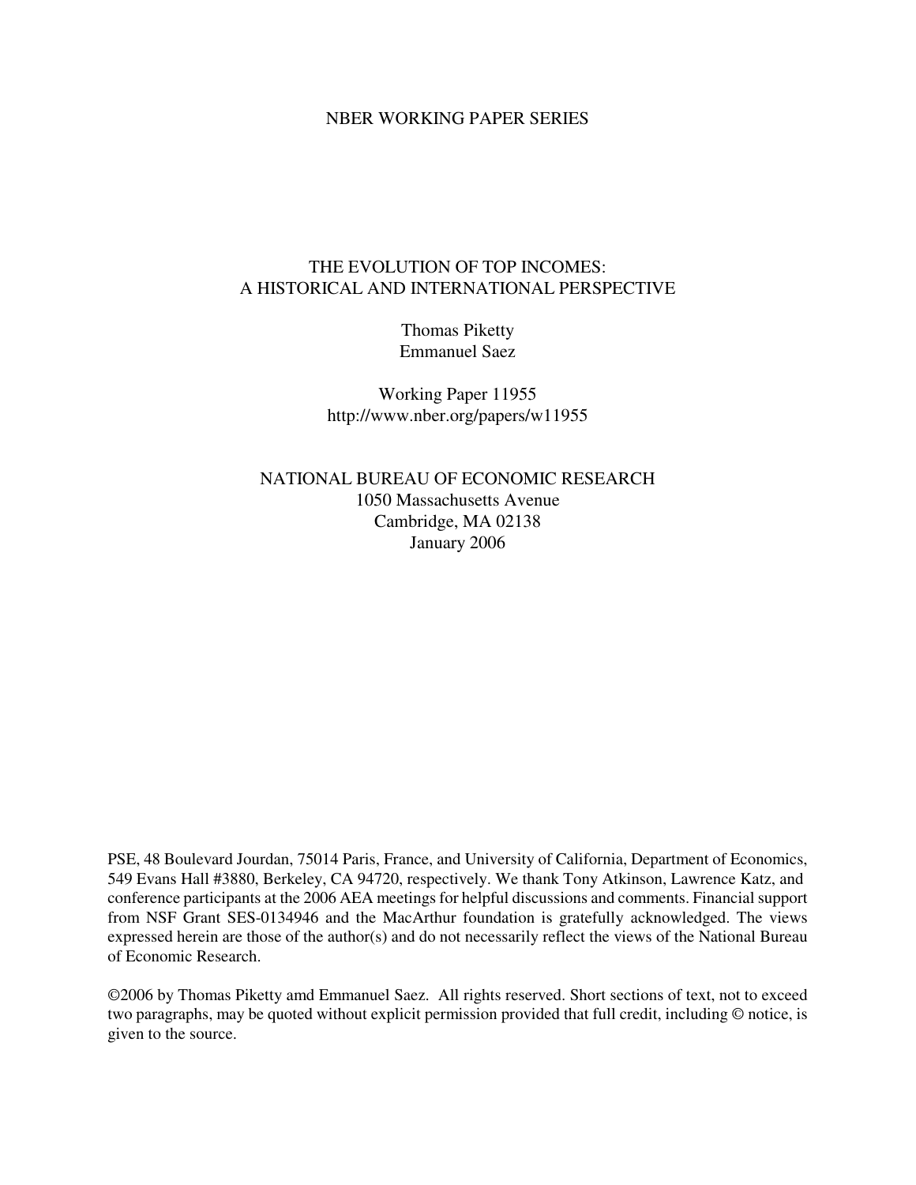NBER WORKING PAPER SERIES

# THE EVOLUTION OF TOP INCOMES: A HISTORICAL AND INTERNATIONAL PERSPECTIVE

Thomas Piketty
Emmanuel Saez

Working Paper 11955
http://www.nber.org/papers/w11955

NATIONAL BUREAU OF ECONOMIC RESEARCH
1050 Massachusetts Avenue
Cambridge, MA 02138
January 2006

PSE, 48 Boulevard Jourdan, 75014 Paris, France, and University of California, Department of Economics, 549 Evans Hall #3880, Berkeley, CA 94720, respectively. We thank Tony Atkinson, Lawrence Katz, and conference participants at the 2006 AEA meetings for helpful discussions and comments. Financial support from NSF Grant SES-0134946 and the MacArthur foundation is gratefully acknowledged. The views expressed herein are those of the author(s) and do not necessarily reflect the views of the National Bureau of Economic Research.

©2006 by Thomas Piketty amd Emmanuel Saez. All rights reserved. Short sections of text, not to exceed two paragraphs, may be quoted without explicit permission provided that full credit, including © notice, is given to the source.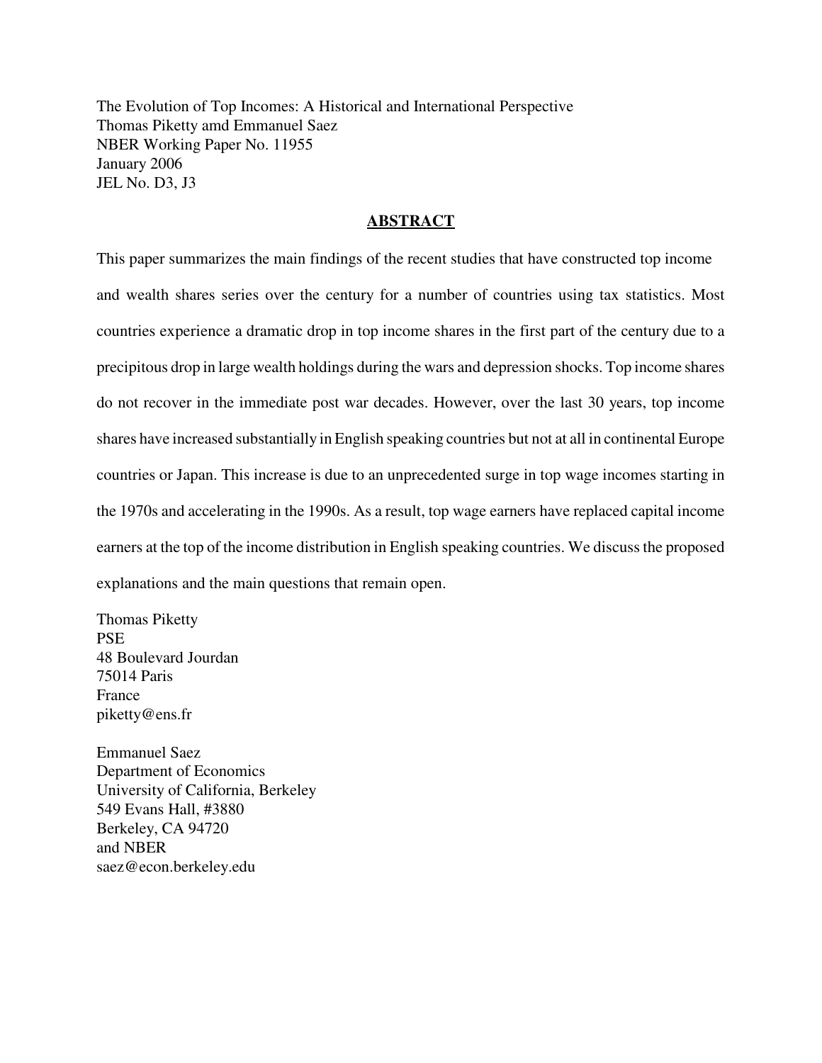The Evolution of Top Incomes: A Historical and International Perspective
Thomas Piketty amd Emmanuel Saez
NBER Working Paper No. 11955
January 2006
JEL No. D3, J3

## ABSTRACT

This paper summarizes the main findings of the recent studies that have constructed top income and wealth shares series over the century for a number of countries using tax statistics. Most countries experience a dramatic drop in top income shares in the first part of the century due to a precipitous drop in large wealth holdings during the wars and depression shocks. Top income shares do not recover in the immediate post war decades. However, over the last 30 years, top income shares have increased substantially in English speaking countries but not at all in continental Europe countries or Japan. This increase is due to an unprecedented surge in top wage incomes starting in the 1970s and accelerating in the 1990s. As a result, top wage earners have replaced capital income earners at the top of the income distribution in English speaking countries. We discuss the proposed explanations and the main questions that remain open.

Thomas Piketty
PSE
48 Boulevard Jourdan
75014 Paris
France
piketty@ens.fr

Emmanuel Saez
Department of Economics
University of California, Berkeley
549 Evans Hall, #3880
Berkeley, CA 94720
and NBER
saez@econ.berkeley.edu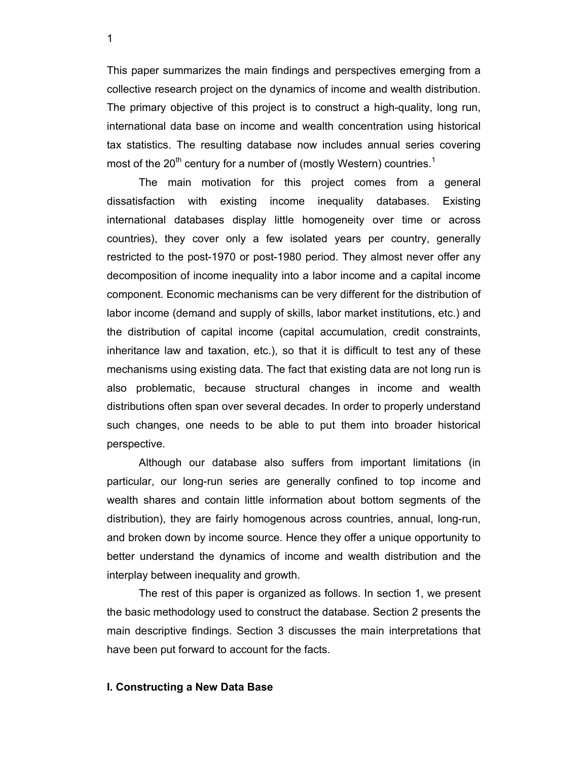This paper summarizes the main findings and perspectives emerging from a collective research project on the dynamics of income and wealth distribution. The primary objective of this project is to construct a high-quality, long run, international data base on income and wealth concentration using historical tax statistics. The resulting database now includes annual series covering most of the 20$^{th}$ century for a number of (mostly Western) countries.[1]

The main motivation for this project comes from a general dissatisfaction with existing income inequality databases. Existing international databases display little homogeneity over time or across countries), they cover only a few isolated years per country, generally restricted to the post-1970 or post-1980 period. They almost never offer any decomposition of income inequality into a labor income and a capital income component. Economic mechanisms can be very different for the distribution of labor income (demand and supply of skills, labor market institutions, etc.) and the distribution of capital income (capital accumulation, credit constraints, inheritance law and taxation, etc.), so that it is difficult to test any of these mechanisms using existing data. The fact that existing data are not long run is also problematic, because structural changes in income and wealth distributions often span over several decades. In order to properly understand such changes, one needs to be able to put them into broader historical perspective.

Although our database also suffers from important limitations (in particular, our long-run series are generally confined to top income and wealth shares and contain little information about bottom segments of the distribution), they are fairly homogenous across countries, annual, long-run, and broken down by income source. Hence they offer a unique opportunity to better understand the dynamics of income and wealth distribution and the interplay between inequality and growth.

The rest of this paper is organized as follows. In section 1, we present the basic methodology used to construct the database. Section 2 presents the main descriptive findings. Section 3 discusses the main interpretations that have been put forward to account for the facts.

## I. Constructing a New Data Base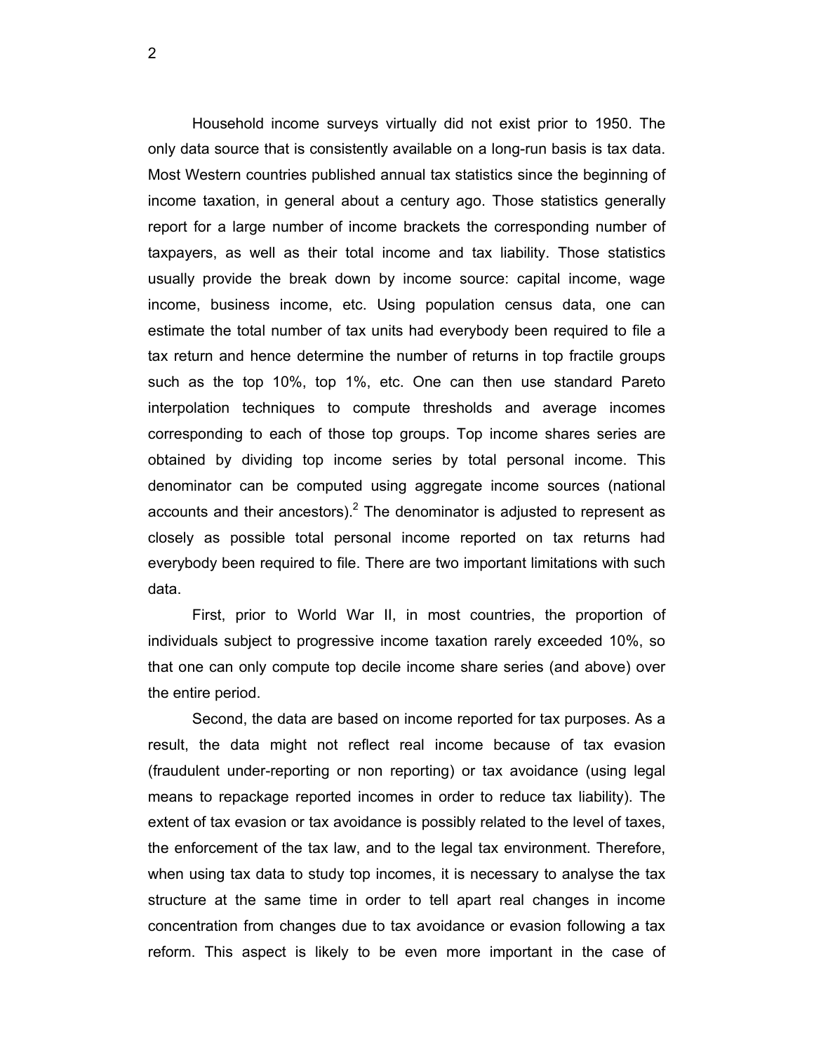Household income surveys virtually did not exist prior to 1950. The only data source that is consistently available on a long-run basis is tax data. Most Western countries published annual tax statistics since the beginning of income taxation, in general about a century ago. Those statistics generally report for a large number of income brackets the corresponding number of taxpayers, as well as their total income and tax liability. Those statistics usually provide the break down by income source: capital income, wage income, business income, etc. Using population census data, one can estimate the total number of tax units had everybody been required to file a tax return and hence determine the number of returns in top fractile groups such as the top 10%, top 1%, etc. One can then use standard Pareto interpolation techniques to compute thresholds and average incomes corresponding to each of those top groups. Top income shares series are obtained by dividing top income series by total personal income. This denominator can be computed using aggregate income sources (national accounts and their ancestors).[2] The denominator is adjusted to represent as closely as possible total personal income reported on tax returns had everybody been required to file. There are two important limitations with such data.

First, prior to World War II, in most countries, the proportion of individuals subject to progressive income taxation rarely exceeded 10%, so that one can only compute top decile income share series (and above) over the entire period.

Second, the data are based on income reported for tax purposes. As a result, the data might not reflect real income because of tax evasion (fraudulent under-reporting or non reporting) or tax avoidance (using legal means to repackage reported incomes in order to reduce tax liability). The extent of tax evasion or tax avoidance is possibly related to the level of taxes, the enforcement of the tax law, and to the legal tax environment. Therefore, when using tax data to study top incomes, it is necessary to analyse the tax structure at the same time in order to tell apart real changes in income concentration from changes due to tax avoidance or evasion following a tax reform. This aspect is likely to be even more important in the case of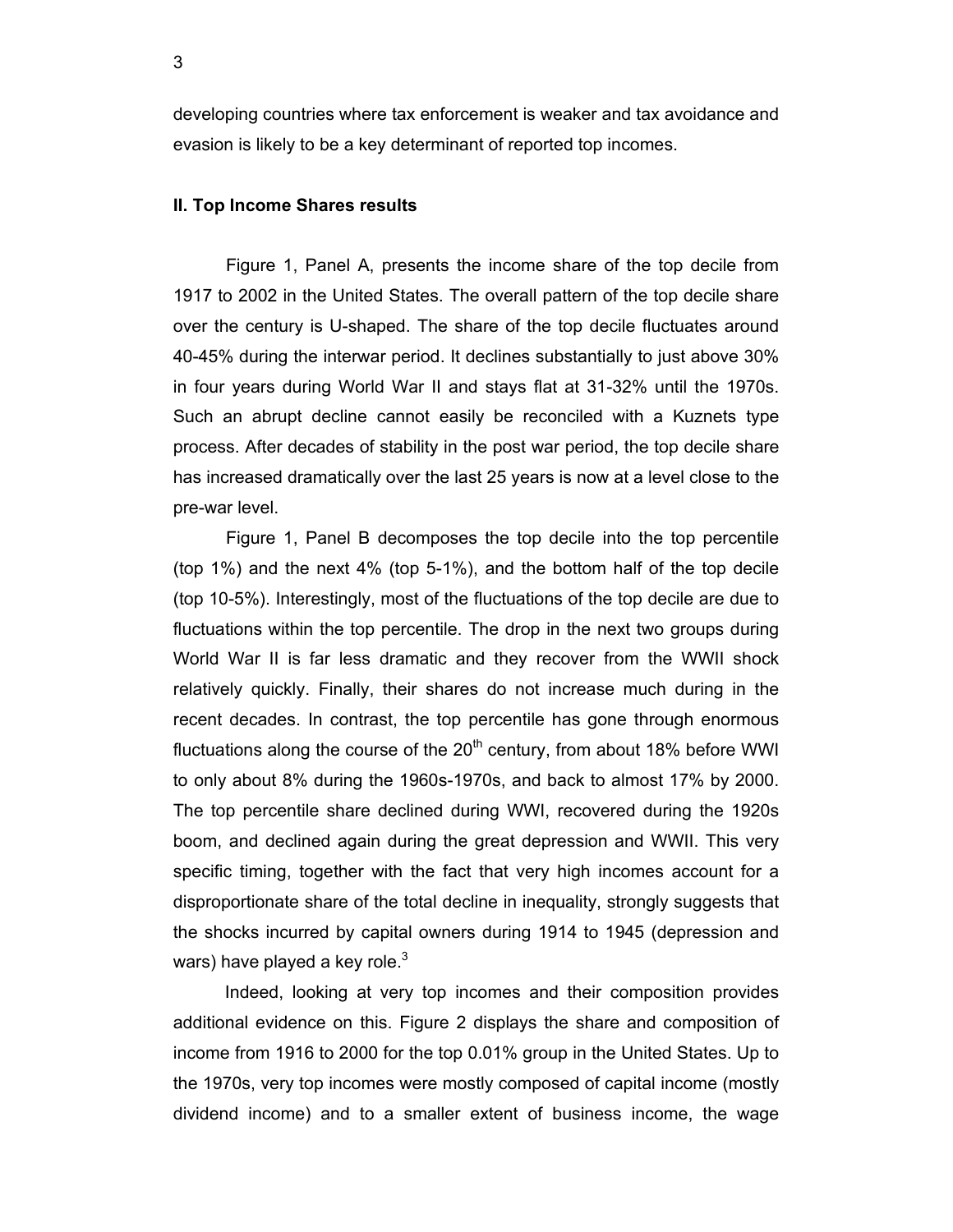developing countries where tax enforcement is weaker and tax avoidance and evasion is likely to be a key determinant of reported top incomes.

**II. Top Income Shares results**

Figure 1, Panel A, presents the income share of the top decile from 1917 to 2002 in the United States. The overall pattern of the top decile share over the century is U-shaped. The share of the top decile fluctuates around 40-45% during the interwar period. It declines substantially to just above 30% in four years during World War II and stays flat at 31-32% until the 1970s. Such an abrupt decline cannot easily be reconciled with a Kuznets type process. After decades of stability in the post war period, the top decile share has increased dramatically over the last 25 years is now at a level close to the pre-war level.

Figure 1, Panel B decomposes the top decile into the top percentile (top 1%) and the next 4% (top 5-1%), and the bottom half of the top decile (top 10-5%). Interestingly, most of the fluctuations of the top decile are due to fluctuations within the top percentile. The drop in the next two groups during World War II is far less dramatic and they recover from the WWII shock relatively quickly. Finally, their shares do not increase much during in the recent decades. In contrast, the top percentile has gone through enormous fluctuations along the course of the 20[th] century, from about 18% before WWI to only about 8% during the 1960s-1970s, and back to almost 17% by 2000. The top percentile share declined during WWI, recovered during the 1920s boom, and declined again during the great depression and WWII. This very specific timing, together with the fact that very high incomes account for a disproportionate share of the total decline in inequality, strongly suggests that the shocks incurred by capital owners during 1914 to 1945 (depression and wars) have played a key role.[3]

Indeed, looking at very top incomes and their composition provides additional evidence on this. Figure 2 displays the share and composition of income from 1916 to 2000 for the top 0.01% group in the United States. Up to the 1970s, very top incomes were mostly composed of capital income (mostly dividend income) and to a smaller extent of business income, the wage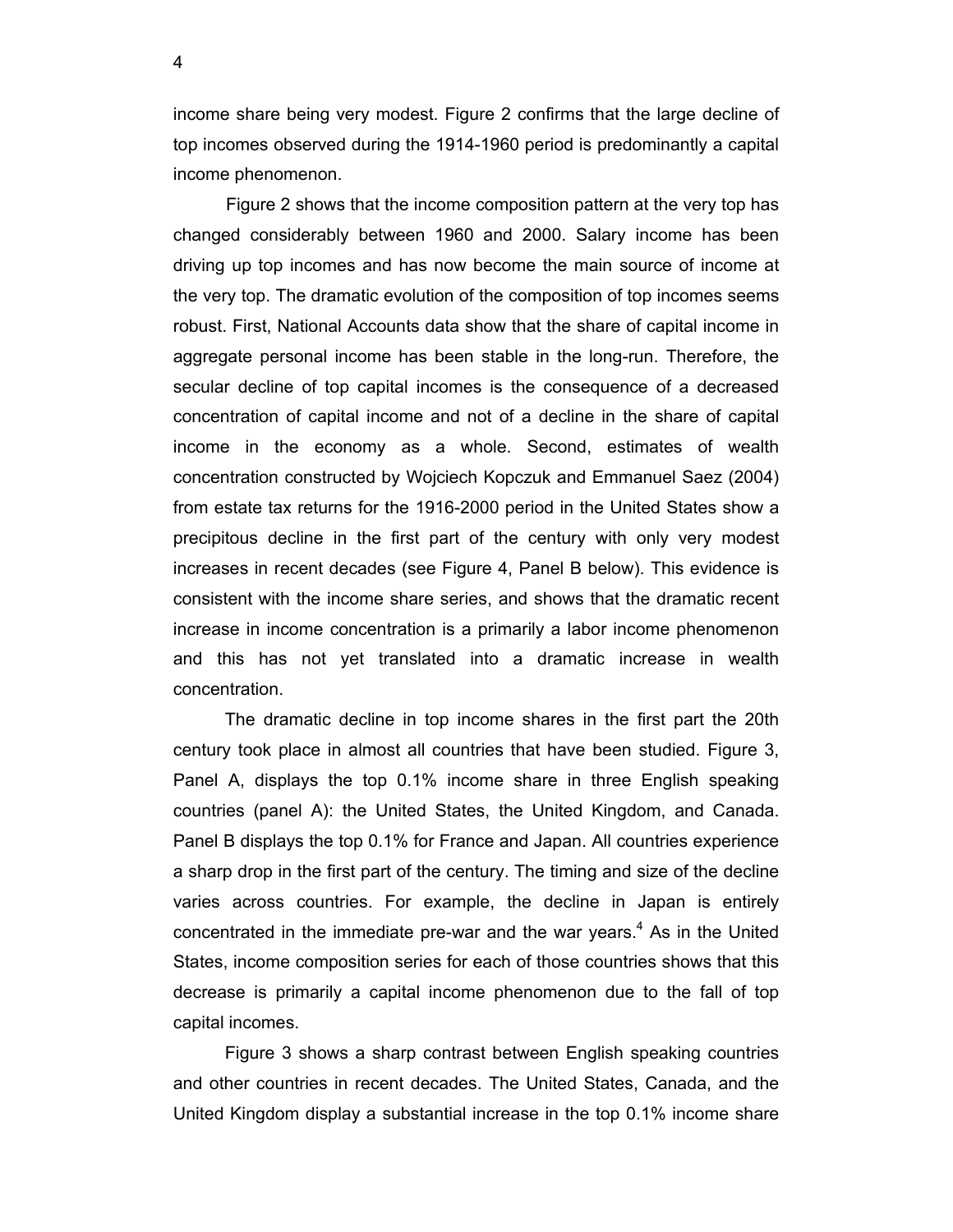income share being very modest. Figure 2 confirms that the large decline of top incomes observed during the 1914-1960 period is predominantly a capital income phenomenon.

Figure 2 shows that the income composition pattern at the very top has changed considerably between 1960 and 2000. Salary income has been driving up top incomes and has now become the main source of income at the very top. The dramatic evolution of the composition of top incomes seems robust. First, National Accounts data show that the share of capital income in aggregate personal income has been stable in the long-run. Therefore, the secular decline of top capital incomes is the consequence of a decreased concentration of capital income and not of a decline in the share of capital income in the economy as a whole. Second, estimates of wealth concentration constructed by Wojciech Kopczuk and Emmanuel Saez (2004) from estate tax returns for the 1916-2000 period in the United States show a precipitous decline in the first part of the century with only very modest increases in recent decades (see Figure 4, Panel B below). This evidence is consistent with the income share series, and shows that the dramatic recent increase in income concentration is a primarily a labor income phenomenon and this has not yet translated into a dramatic increase in wealth concentration.

The dramatic decline in top income shares in the first part the 20th century took place in almost all countries that have been studied. Figure 3, Panel A, displays the top 0.1% income share in three English speaking countries (panel A): the United States, the United Kingdom, and Canada. Panel B displays the top 0.1% for France and Japan. All countries experience a sharp drop in the first part of the century. The timing and size of the decline varies across countries. For example, the decline in Japan is entirely concentrated in the immediate pre-war and the war years.[4] As in the United States, income composition series for each of those countries shows that this decrease is primarily a capital income phenomenon due to the fall of top capital incomes.

Figure 3 shows a sharp contrast between English speaking countries and other countries in recent decades. The United States, Canada, and the United Kingdom display a substantial increase in the top 0.1% income share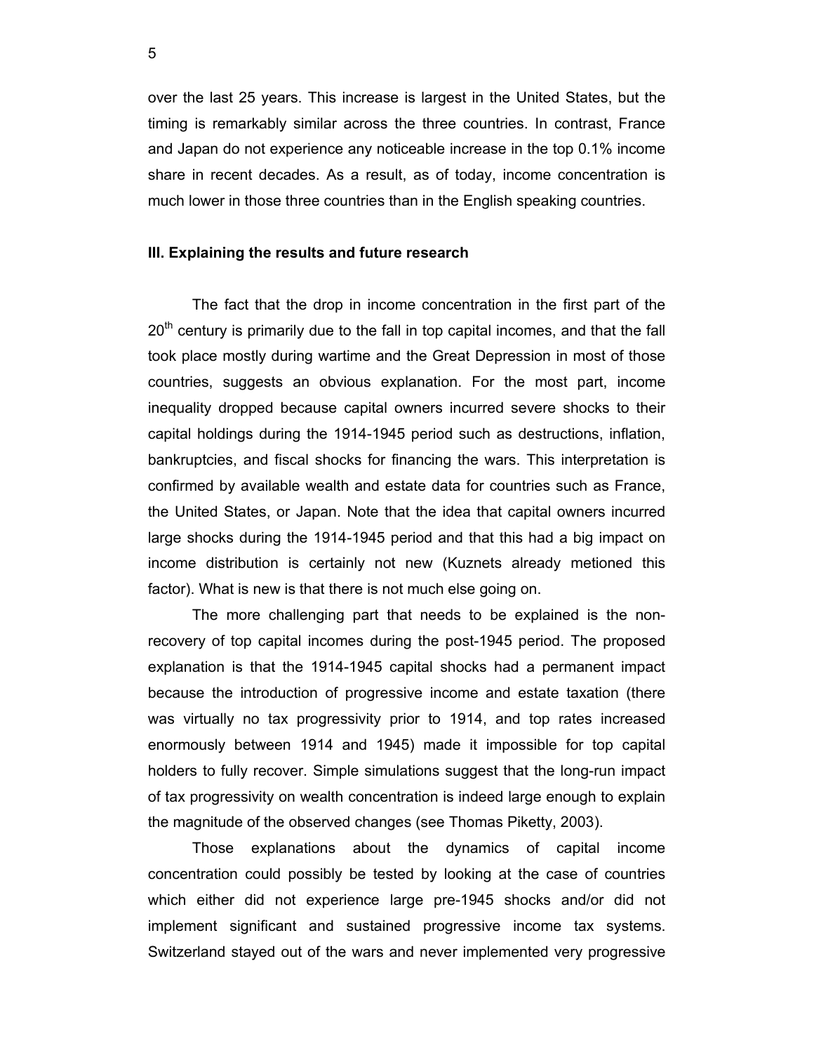over the last 25 years. This increase is largest in the United States, but the timing is remarkably similar across the three countries. In contrast, France and Japan do not experience any noticeable increase in the top 0.1% income share in recent decades. As a result, as of today, income concentration is much lower in those three countries than in the English speaking countries.

### III. Explaining the results and future research

The fact that the drop in income concentration in the first part of the 20th century is primarily due to the fall in top capital incomes, and that the fall took place mostly during wartime and the Great Depression in most of those countries, suggests an obvious explanation. For the most part, income inequality dropped because capital owners incurred severe shocks to their capital holdings during the 1914-1945 period such as destructions, inflation, bankruptcies, and fiscal shocks for financing the wars. This interpretation is confirmed by available wealth and estate data for countries such as France, the United States, or Japan. Note that the idea that capital owners incurred large shocks during the 1914-1945 period and that this had a big impact on income distribution is certainly not new (Kuznets already metioned this factor). What is new is that there is not much else going on.

The more challenging part that needs to be explained is the non-recovery of top capital incomes during the post-1945 period. The proposed explanation is that the 1914-1945 capital shocks had a permanent impact because the introduction of progressive income and estate taxation (there was virtually no tax progressivity prior to 1914, and top rates increased enormously between 1914 and 1945) made it impossible for top capital holders to fully recover. Simple simulations suggest that the long-run impact of tax progressivity on wealth concentration is indeed large enough to explain the magnitude of the observed changes (see Thomas Piketty, 2003).

Those explanations about the dynamics of capital income concentration could possibly be tested by looking at the case of countries which either did not experience large pre-1945 shocks and/or did not implement significant and sustained progressive income tax systems. Switzerland stayed out of the wars and never implemented very progressive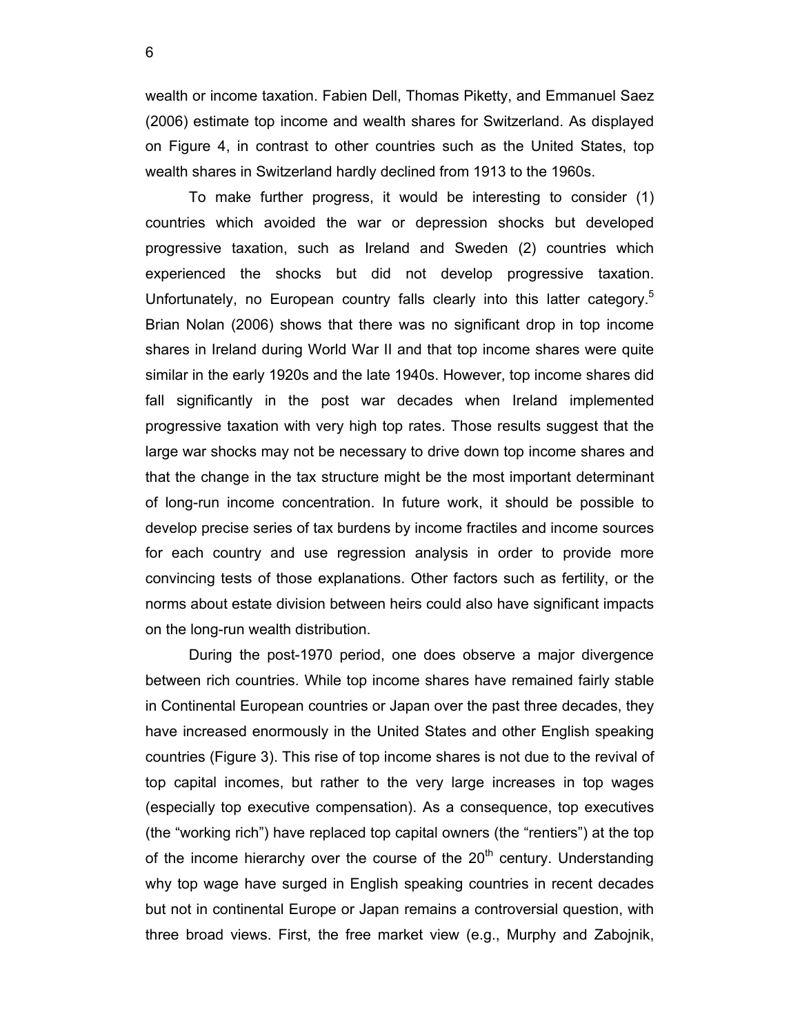wealth or income taxation. Fabien Dell, Thomas Piketty, and Emmanuel Saez (2006) estimate top income and wealth shares for Switzerland. As displayed on Figure 4, in contrast to other countries such as the United States, top wealth shares in Switzerland hardly declined from 1913 to the 1960s.

To make further progress, it would be interesting to consider (1) countries which avoided the war or depression shocks but developed progressive taxation, such as Ireland and Sweden (2) countries which experienced the shocks but did not develop progressive taxation. Unfortunately, no European country falls clearly into this latter category.[5] Brian Nolan (2006) shows that there was no significant drop in top income shares in Ireland during World War II and that top income shares were quite similar in the early 1920s and the late 1940s. However, top income shares did fall significantly in the post war decades when Ireland implemented progressive taxation with very high top rates. Those results suggest that the large war shocks may not be necessary to drive down top income shares and that the change in the tax structure might be the most important determinant of long-run income concentration. In future work, it should be possible to develop precise series of tax burdens by income fractiles and income sources for each country and use regression analysis in order to provide more convincing tests of those explanations. Other factors such as fertility, or the norms about estate division between heirs could also have significant impacts on the long-run wealth distribution.

During the post-1970 period, one does observe a major divergence between rich countries. While top income shares have remained fairly stable in Continental European countries or Japan over the past three decades, they have increased enormously in the United States and other English speaking countries (Figure 3). This rise of top income shares is not due to the revival of top capital incomes, but rather to the very large increases in top wages (especially top executive compensation). As a consequence, top executives (the "working rich") have replaced top capital owners (the "rentiers") at the top of the income hierarchy over the course of the 20th century. Understanding why top wage have surged in English speaking countries in recent decades but not in continental Europe or Japan remains a controversial question, with three broad views. First, the free market view (e.g., Murphy and Zabojnik,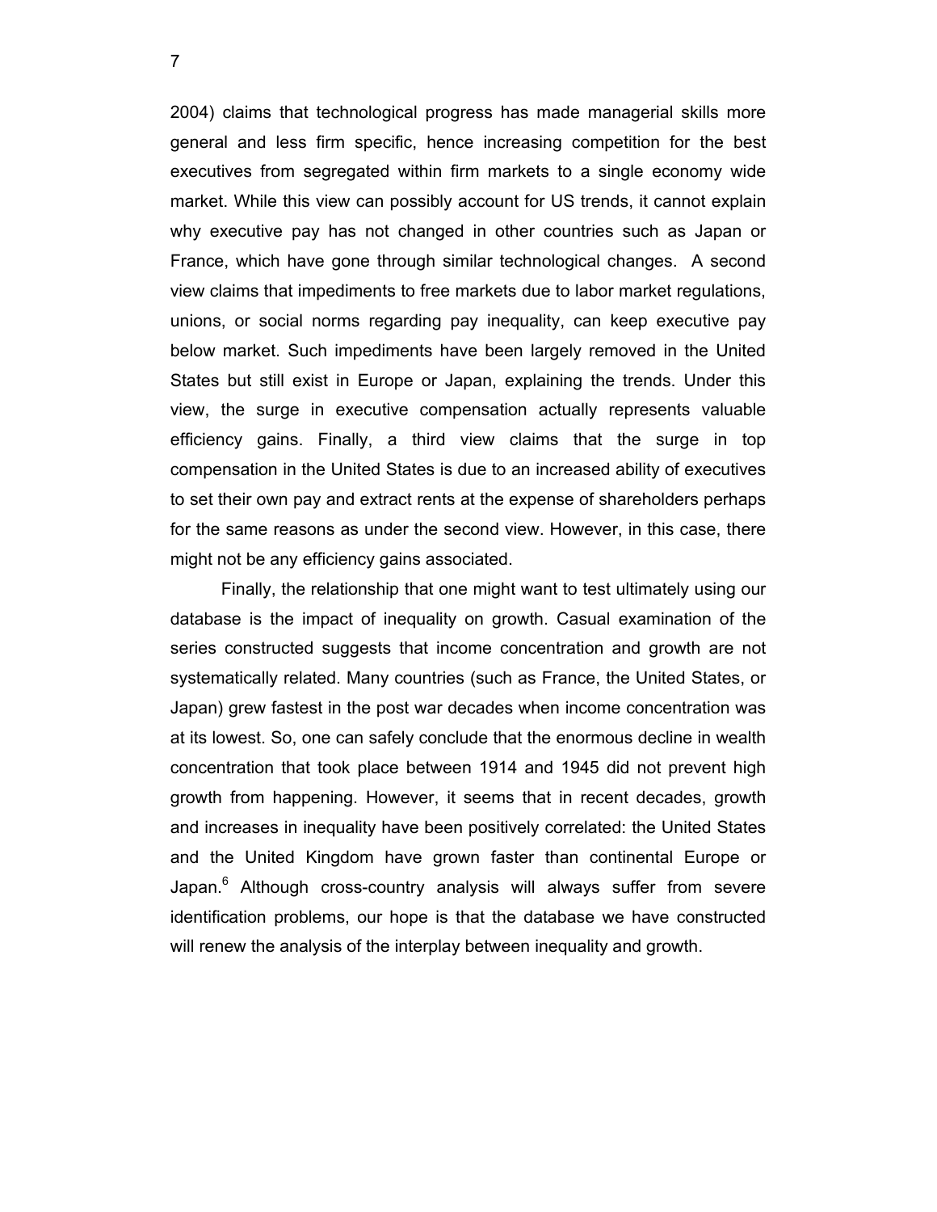2004) claims that technological progress has made managerial skills more general and less firm specific, hence increasing competition for the best executives from segregated within firm markets to a single economy wide market. While this view can possibly account for US trends, it cannot explain why executive pay has not changed in other countries such as Japan or France, which have gone through similar technological changes. A second view claims that impediments to free markets due to labor market regulations, unions, or social norms regarding pay inequality, can keep executive pay below market. Such impediments have been largely removed in the United States but still exist in Europe or Japan, explaining the trends. Under this view, the surge in executive compensation actually represents valuable efficiency gains. Finally, a third view claims that the surge in top compensation in the United States is due to an increased ability of executives to set their own pay and extract rents at the expense of shareholders perhaps for the same reasons as under the second view. However, in this case, there might not be any efficiency gains associated.

Finally, the relationship that one might want to test ultimately using our database is the impact of inequality on growth. Casual examination of the series constructed suggests that income concentration and growth are not systematically related. Many countries (such as France, the United States, or Japan) grew fastest in the post war decades when income concentration was at its lowest. So, one can safely conclude that the enormous decline in wealth concentration that took place between 1914 and 1945 did not prevent high growth from happening. However, it seems that in recent decades, growth and increases in inequality have been positively correlated: the United States and the United Kingdom have grown faster than continental Europe or Japan.[6] Although cross-country analysis will always suffer from severe identification problems, our hope is that the database we have constructed will renew the analysis of the interplay between inequality and growth.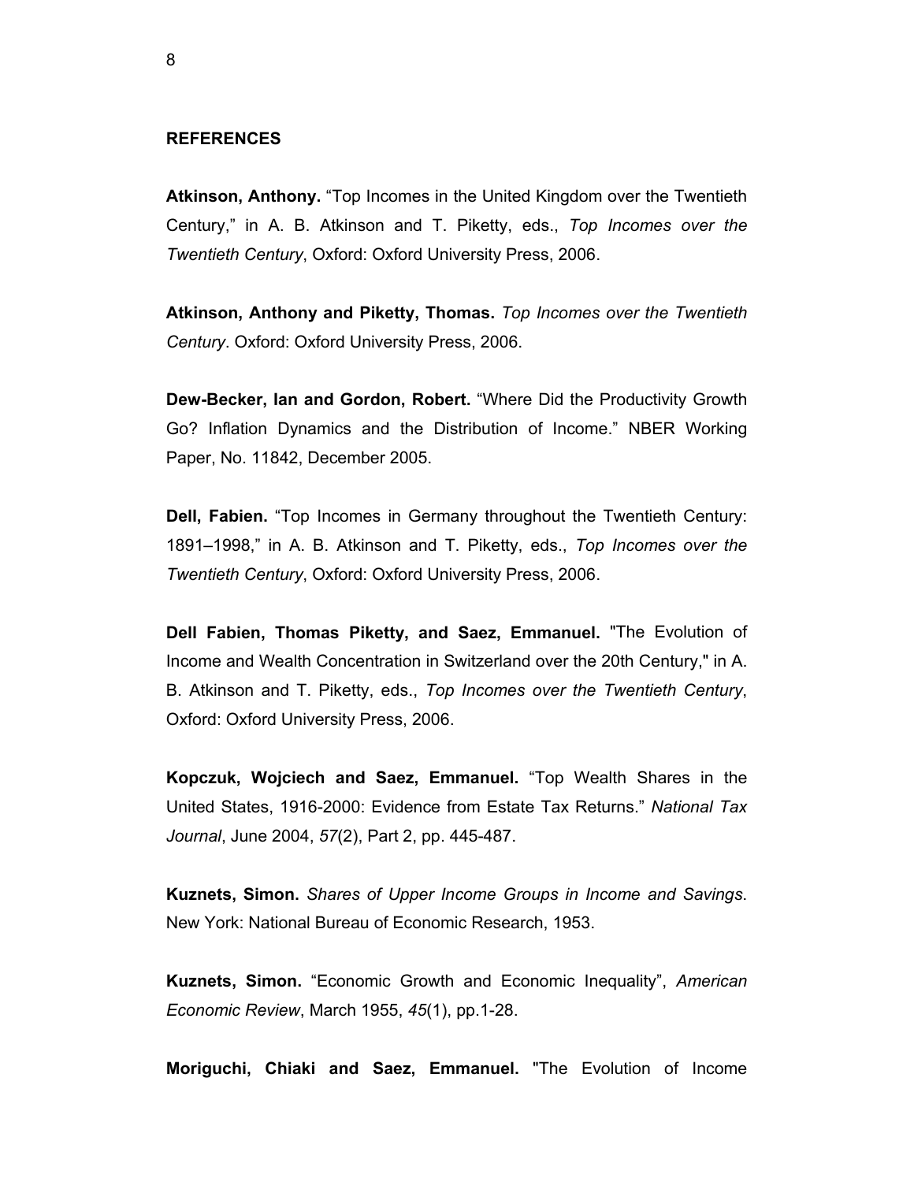## REFERENCES

**Atkinson, Anthony.** “Top Incomes in the United Kingdom over the Twentieth Century,” in A. B. Atkinson and T. Piketty, eds., *Top Incomes over the Twentieth Century*, Oxford: Oxford University Press, 2006.

**Atkinson, Anthony and Piketty, Thomas.** *Top Incomes over the Twentieth Century*. Oxford: Oxford University Press, 2006.

**Dew-Becker, Ian and Gordon, Robert.** “Where Did the Productivity Growth Go? Inflation Dynamics and the Distribution of Income.” NBER Working Paper, No. 11842, December 2005.

**Dell, Fabien.** “Top Incomes in Germany throughout the Twentieth Century: 1891–1998,” in A. B. Atkinson and T. Piketty, eds., *Top Incomes over the Twentieth Century*, Oxford: Oxford University Press, 2006.

**Dell Fabien, Thomas Piketty, and Saez, Emmanuel.** "The Evolution of Income and Wealth Concentration in Switzerland over the 20th Century," in A. B. Atkinson and T. Piketty, eds., *Top Incomes over the Twentieth Century*, Oxford: Oxford University Press, 2006.

**Kopczuk, Wojciech and Saez, Emmanuel.** “Top Wealth Shares in the United States, 1916-2000: Evidence from Estate Tax Returns.” *National Tax Journal*, June 2004, *57*(2), Part 2, pp. 445-487.

**Kuznets, Simon.** *Shares of Upper Income Groups in Income and Savings*. New York: National Bureau of Economic Research, 1953.

**Kuznets, Simon.** “Economic Growth and Economic Inequality”, *American Economic Review*, March 1955, *45*(1), pp.1-28.

**Moriguchi, Chiaki and Saez, Emmanuel.** "The Evolution of Income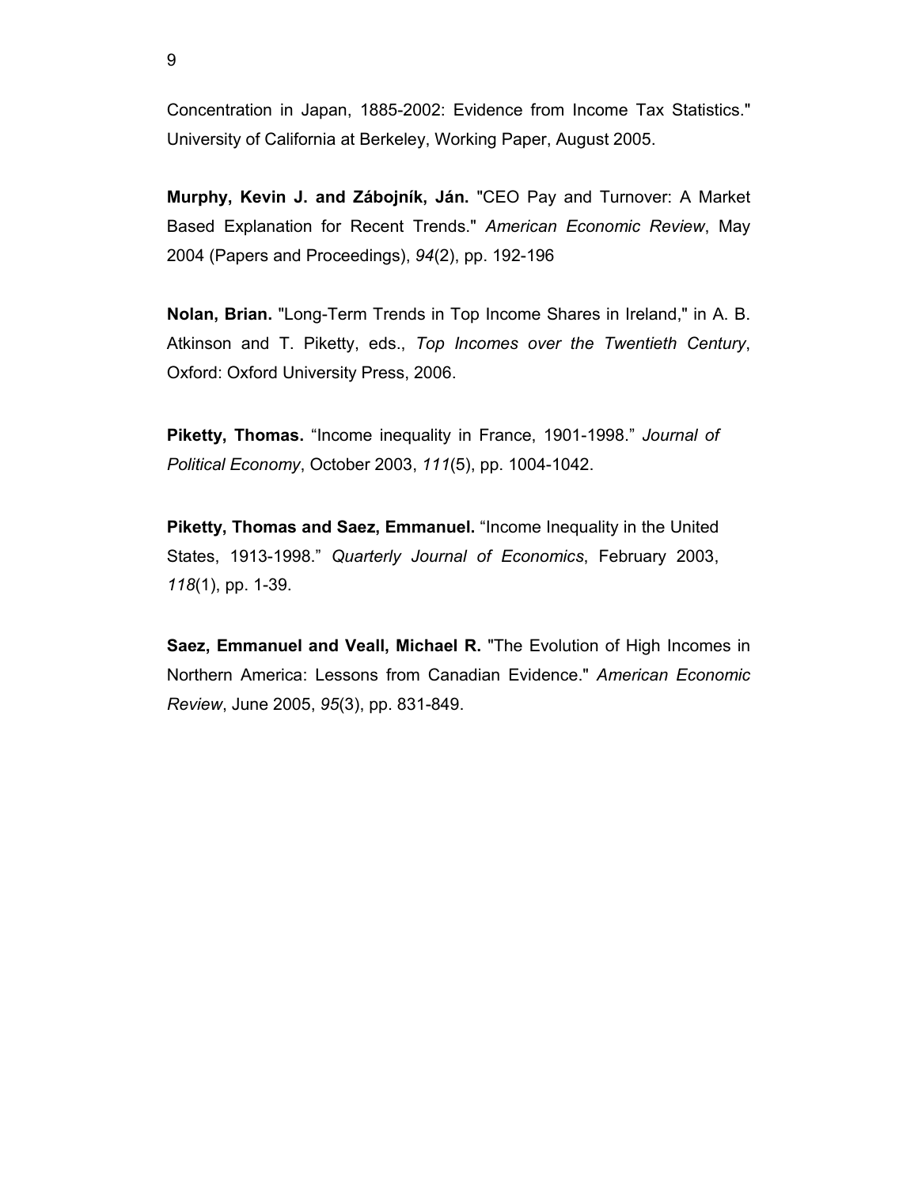Concentration in Japan, 1885-2002: Evidence from Income Tax Statistics." University of California at Berkeley, Working Paper, August 2005.

**Murphy, Kevin J. and Zábojník, Ján.** "CEO Pay and Turnover: A Market Based Explanation for Recent Trends." *American Economic Review*, May 2004 (Papers and Proceedings), *94*(2), pp. 192-196

**Nolan, Brian.** "Long-Term Trends in Top Income Shares in Ireland," in A. B. Atkinson and T. Piketty, eds., *Top Incomes over the Twentieth Century*, Oxford: Oxford University Press, 2006.

**Piketty, Thomas.** "Income inequality in France, 1901-1998." *Journal of Political Economy*, October 2003, *111*(5), pp. 1004-1042.

**Piketty, Thomas and Saez, Emmanuel.** "Income Inequality in the United States, 1913-1998." *Quarterly Journal of Economics*, February 2003, *118*(1), pp. 1-39.

**Saez, Emmanuel and Veall, Michael R.** "The Evolution of High Incomes in Northern America: Lessons from Canadian Evidence." *American Economic Review*, June 2005, *95*(3), pp. 831-849.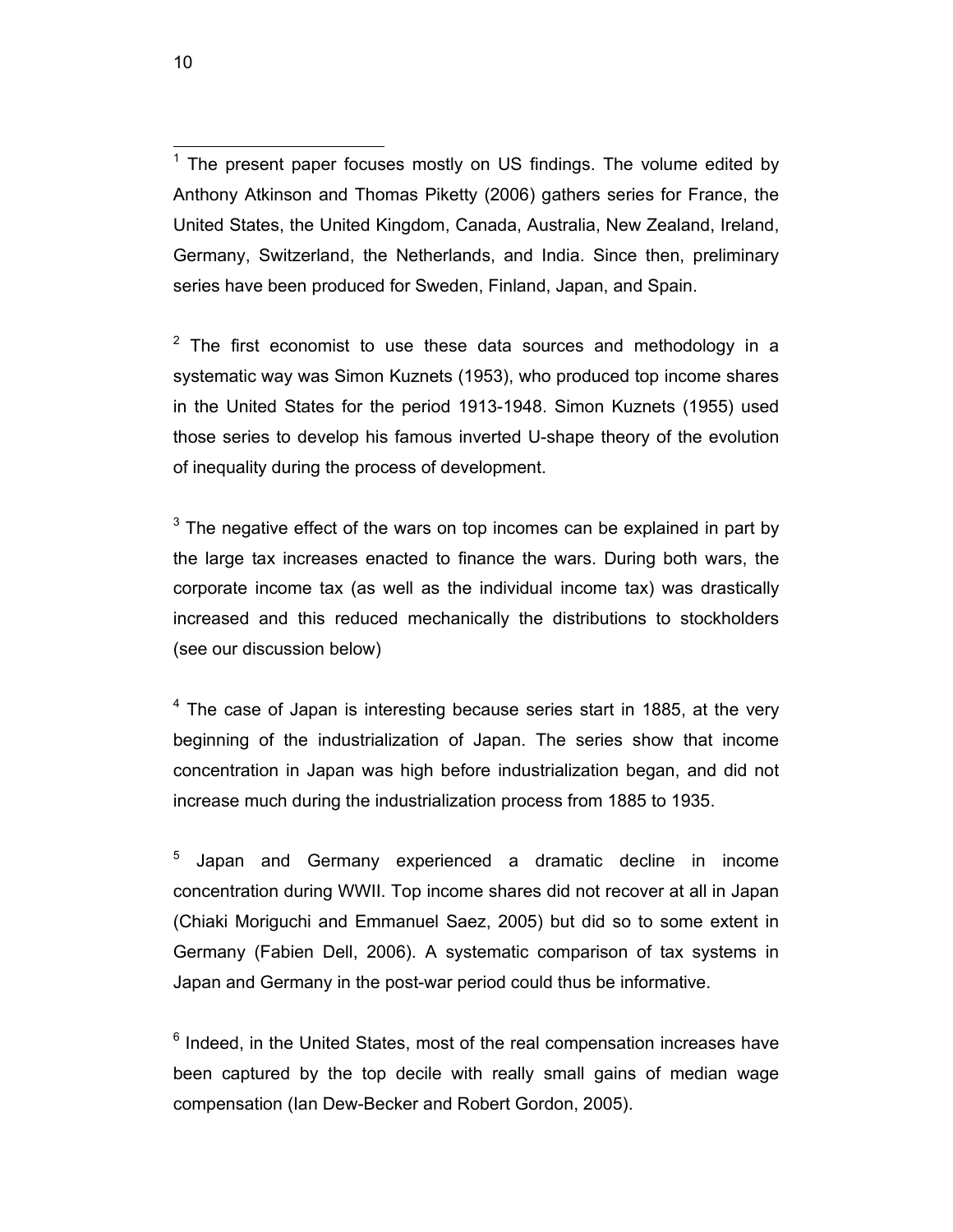[1] The present paper focuses mostly on US findings. The volume edited by Anthony Atkinson and Thomas Piketty (2006) gathers series for France, the United States, the United Kingdom, Canada, Australia, New Zealand, Ireland, Germany, Switzerland, the Netherlands, and India. Since then, preliminary series have been produced for Sweden, Finland, Japan, and Spain.

[2] The first economist to use these data sources and methodology in a systematic way was Simon Kuznets (1953), who produced top income shares in the United States for the period 1913-1948. Simon Kuznets (1955) used those series to develop his famous inverted U-shape theory of the evolution of inequality during the process of development.

[3] The negative effect of the wars on top incomes can be explained in part by the large tax increases enacted to finance the wars. During both wars, the corporate income tax (as well as the individual income tax) was drastically increased and this reduced mechanically the distributions to stockholders (see our discussion below)

[4] The case of Japan is interesting because series start in 1885, at the very beginning of the industrialization of Japan. The series show that income concentration in Japan was high before industrialization began, and did not increase much during the industrialization process from 1885 to 1935.

[5] Japan and Germany experienced a dramatic decline in income concentration during WWII. Top income shares did not recover at all in Japan (Chiaki Moriguchi and Emmanuel Saez, 2005) but did so to some extent in Germany (Fabien Dell, 2006). A systematic comparison of tax systems in Japan and Germany in the post-war period could thus be informative.

[6] Indeed, in the United States, most of the real compensation increases have been captured by the top decile with really small gains of median wage compensation (Ian Dew-Becker and Robert Gordon, 2005).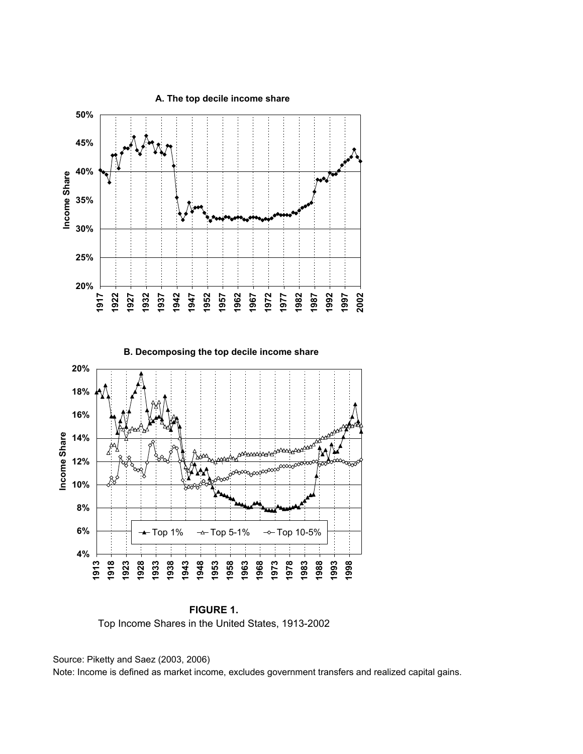**A. The top decile income share**

**B. Decomposing the top decile income share**

**FIGURE 1.**

Top Income Shares in the United States, 1913-2002

Source: Piketty and Saez (2003, 2006)

Note: Income is defined as market income, excludes government transfers and realized capital gains.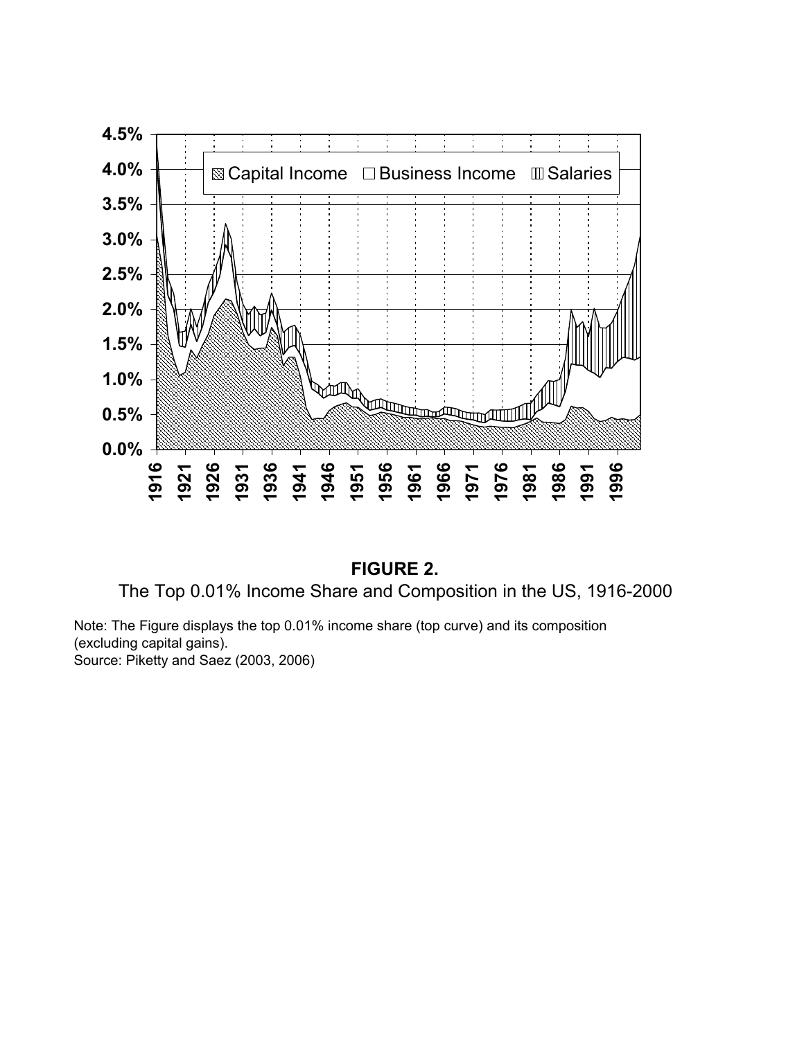**FIGURE 2.**

The Top 0.01% Income Share and Composition in the US, 1916-2000

Note: The Figure displays the top 0.01% income share (top curve) and its composition (excluding capital gains).
Source: Piketty and Saez (2003, 2006)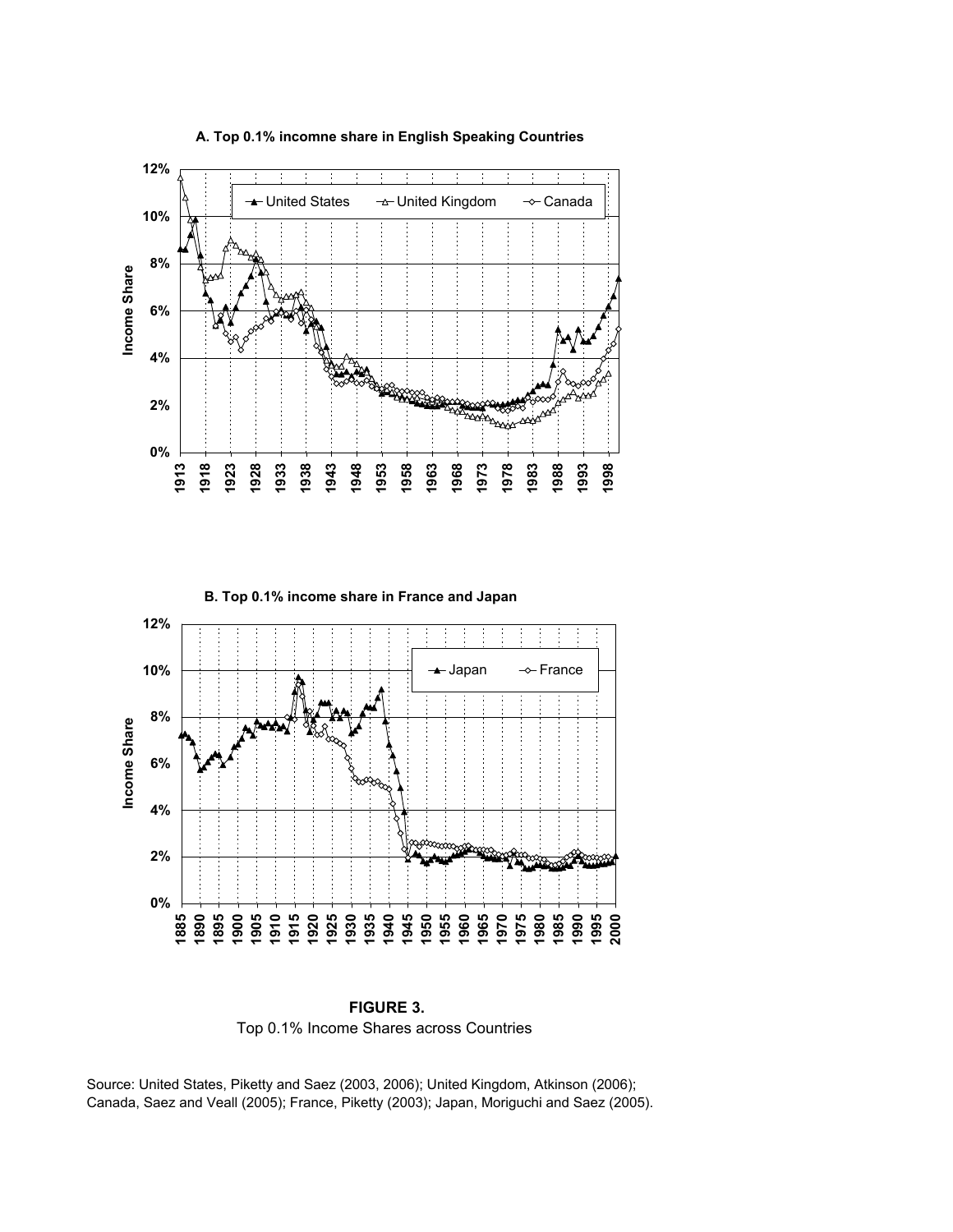A. Top 0.1% incomne share in English Speaking Countries

B. Top 0.1% income share in France and Japan

**FIGURE 3.**
Top 0.1% Income Shares across Countries

Source: United States, Piketty and Saez (2003, 2006); United Kingdom, Atkinson (2006); Canada, Saez and Veall (2005); France, Piketty (2003); Japan, Moriguchi and Saez (2005).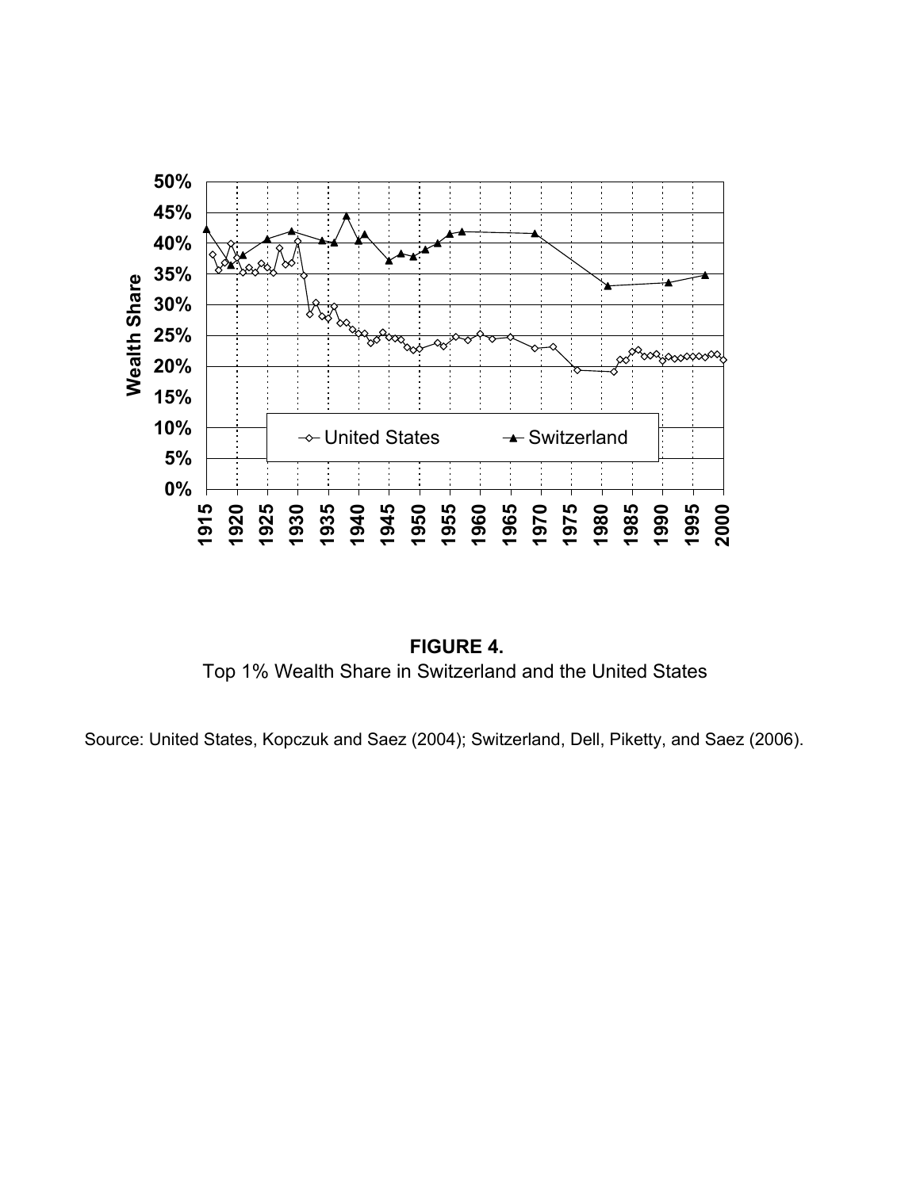Wealth Share

50%
45%
40%
35%
30%
25%
20%
15%
10%
5%
0%

1915
1920
1925
1930
1935
1940
1945
1950
1955
1960
1965
1970
1975
1980
1985
1990
1995
2000

United States
Switzerland

**FIGURE 4.**
Top 1% Wealth Share in Switzerland and the United States

Source: United States, Kopczuk and Saez (2004); Switzerland, Dell, Piketty, and Saez (2006).